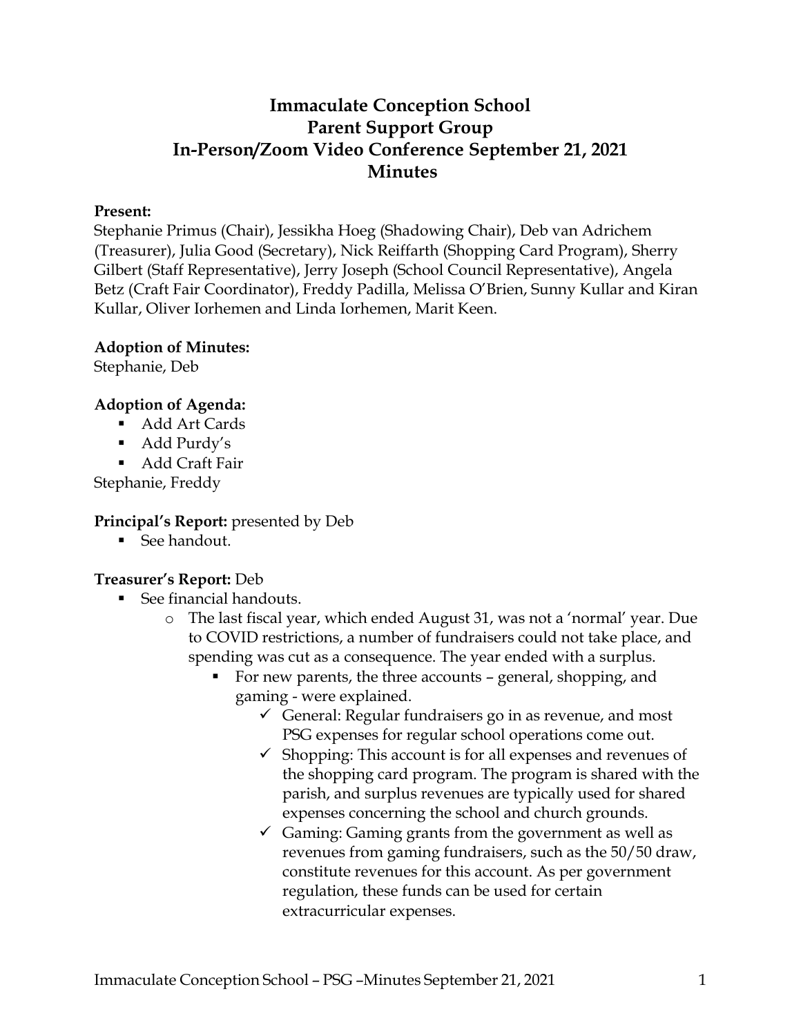# Immaculate Conception School
# Parent Support Group
# In-Person/Zoom Video Conference September 21, 2021
# Minutes

**Present:**
Stephanie Primus (Chair), Jessikha Hoeg (Shadowing Chair), Deb van Adrichem (Treasurer), Julia Good (Secretary), Nick Reiffarth (Shopping Card Program), Sherry Gilbert (Staff Representative), Jerry Joseph (School Council Representative), Angela Betz (Craft Fair Coordinator), Freddy Padilla, Melissa O'Brien, Sunny Kullar and Kiran Kullar, Oliver Iorhemen and Linda Iorhemen, Marit Keen.

**Adoption of Minutes:**
Stephanie, Deb

**Adoption of Agenda:**

- Add Art Cards
- Add Purdy's
- Add Craft Fair

Stephanie, Freddy

**Principal's Report:** presented by Deb

- See handout.

**Treasurer's Report:** Deb

- See financial handouts.
  - The last fiscal year, which ended August 31, was not a 'normal' year. Due to COVID restrictions, a number of fundraisers could not take place, and spending was cut as a consequence. The year ended with a surplus.
    - For new parents, the three accounts – general, shopping, and gaming - were explained.
      - ✓ General: Regular fundraisers go in as revenue, and most PSG expenses for regular school operations come out.
      - ✓ Shopping: This account is for all expenses and revenues of the shopping card program. The program is shared with the parish, and surplus revenues are typically used for shared expenses concerning the school and church grounds.
      - ✓ Gaming: Gaming grants from the government as well as revenues from gaming fundraisers, such as the 50/50 draw, constitute revenues for this account. As per government regulation, these funds can be used for certain extracurricular expenses.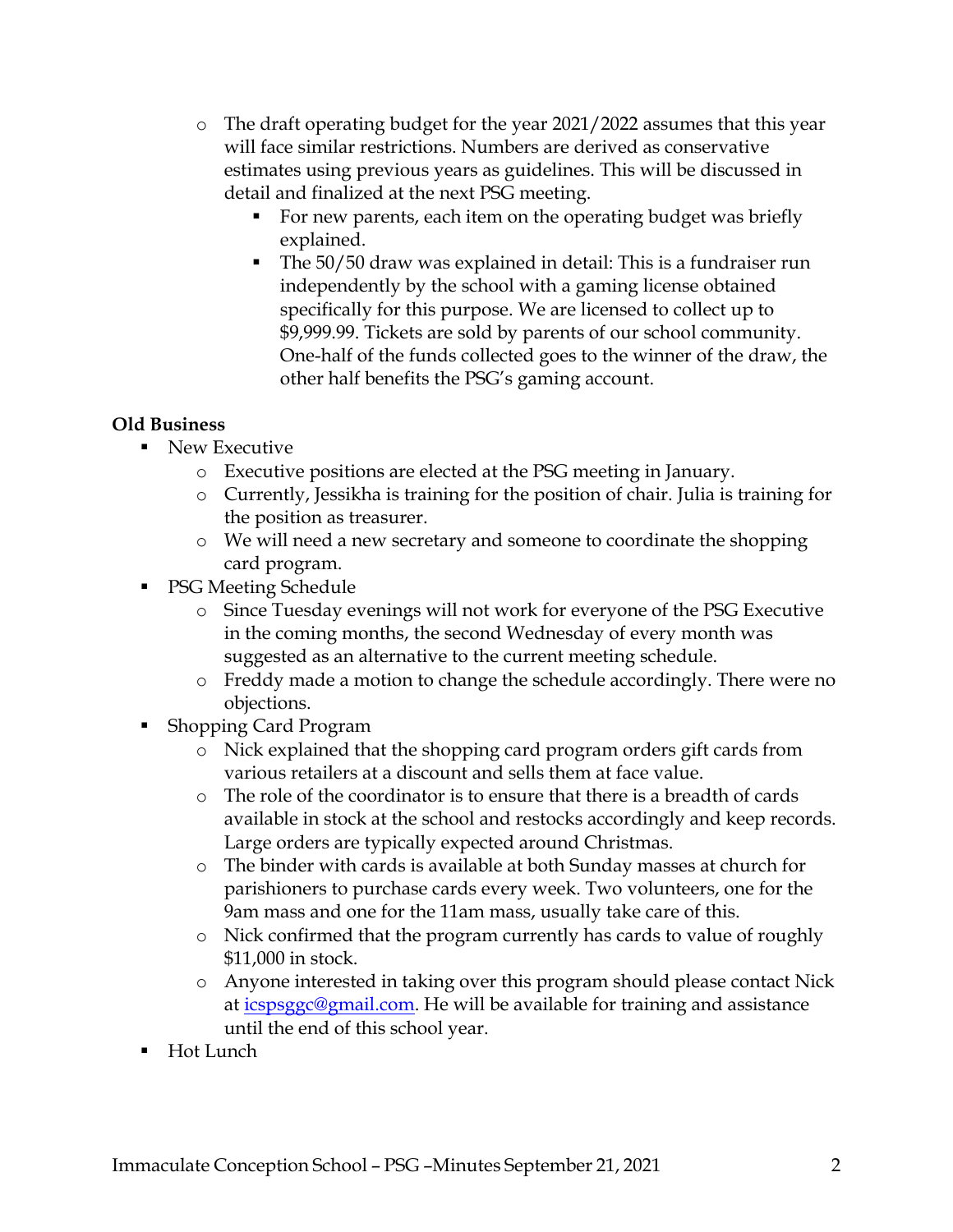- The draft operating budget for the year 2021/2022 assumes that this year will face similar restrictions. Numbers are derived as conservative estimates using previous years as guidelines. This will be discussed in detail and finalized at the next PSG meeting.
    - For new parents, each item on the operating budget was briefly explained.
    - The 50/50 draw was explained in detail: This is a fundraiser run independently by the school with a gaming license obtained specifically for this purpose. We are licensed to collect up to $9,999.99. Tickets are sold by parents of our school community. One-half of the funds collected goes to the winner of the draw, the other half benefits the PSG's gaming account.

**Old Business**

- New Executive
  - Executive positions are elected at the PSG meeting in January.
  - Currently, Jessikha is training for the position of chair. Julia is training for the position as treasurer.
  - We will need a new secretary and someone to coordinate the shopping card program.
- PSG Meeting Schedule
  - Since Tuesday evenings will not work for everyone of the PSG Executive in the coming months, the second Wednesday of every month was suggested as an alternative to the current meeting schedule.
  - Freddy made a motion to change the schedule accordingly. There were no objections.
- Shopping Card Program
  - Nick explained that the shopping card program orders gift cards from various retailers at a discount and sells them at face value.
  - The role of the coordinator is to ensure that there is a breadth of cards available in stock at the school and restocks accordingly and keep records. Large orders are typically expected around Christmas.
  - The binder with cards is available at both Sunday masses at church for parishioners to purchase cards every week. Two volunteers, one for the 9am mass and one for the 11am mass, usually take care of this.
  - Nick confirmed that the program currently has cards to value of roughly $11,000 in stock.
  - Anyone interested in taking over this program should please contact Nick at [icspsggc@gmail.com](mailto:icspsggc@gmail.com). He will be available for training and assistance until the end of this school year.
- Hot Lunch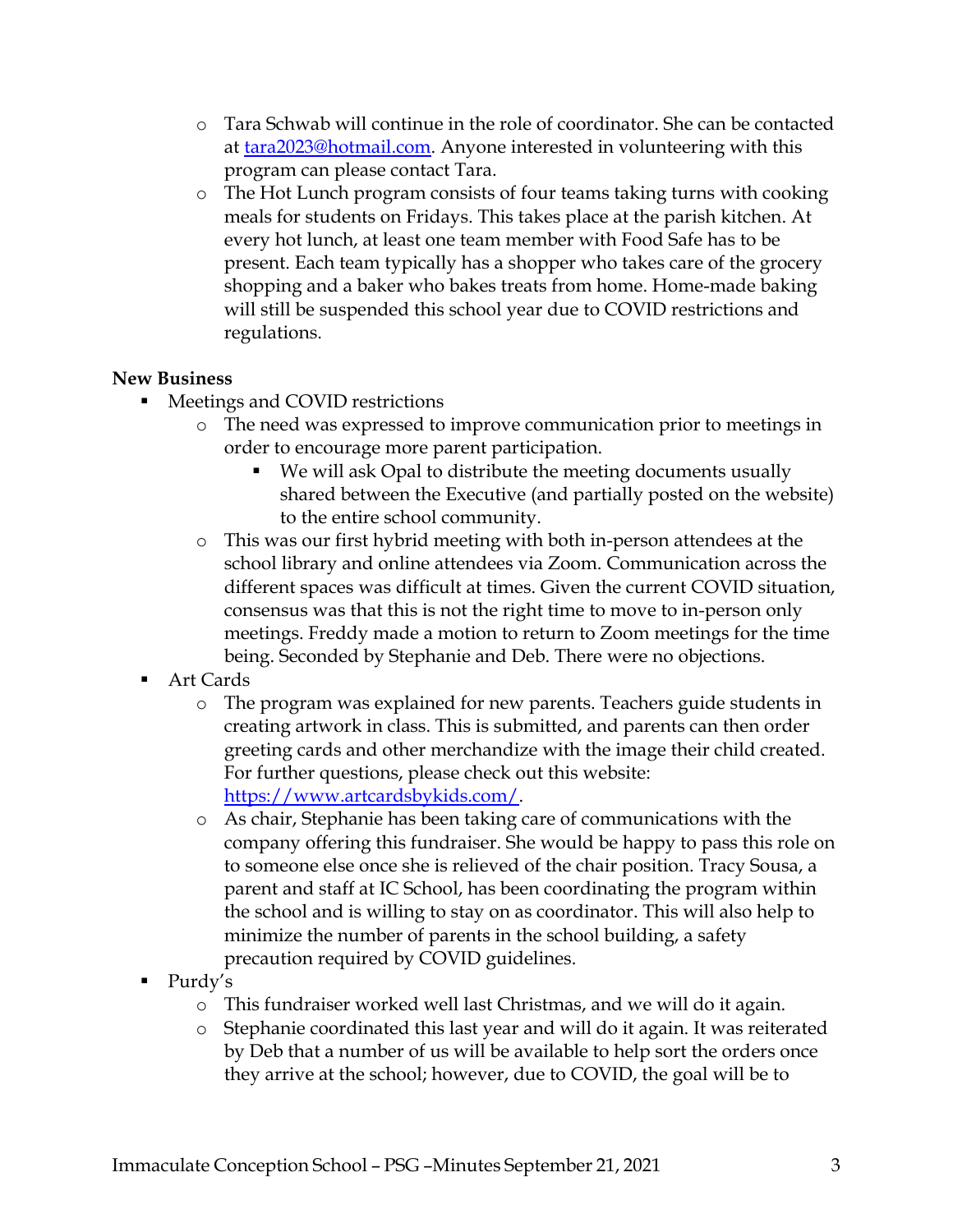- Tara Schwab will continue in the role of coordinator. She can be contacted at [tara2023@hotmail.com](mailto:tara2023@hotmail.com). Anyone interested in volunteering with this program can please contact Tara.
    - The Hot Lunch program consists of four teams taking turns with cooking meals for students on Fridays. This takes place at the parish kitchen. At every hot lunch, at least one team member with Food Safe has to be present. Each team typically has a shopper who takes care of the grocery shopping and a baker who bakes treats from home. Home-made baking will still be suspended this school year due to COVID restrictions and regulations.

**New Business**

- Meetings and COVID restrictions
    - The need was expressed to improve communication prior to meetings in order to encourage more parent participation.
        - We will ask Opal to distribute the meeting documents usually shared between the Executive (and partially posted on the website) to the entire school community.
    - This was our first hybrid meeting with both in-person attendees at the school library and online attendees via Zoom. Communication across the different spaces was difficult at times. Given the current COVID situation, consensus was that this is not the right time to move to in-person only meetings. Freddy made a motion to return to Zoom meetings for the time being. Seconded by Stephanie and Deb. There were no objections.
- Art Cards
    - The program was explained for new parents. Teachers guide students in creating artwork in class. This is submitted, and parents can then order greeting cards and other merchandize with the image their child created. For further questions, please check out this website: [https://www.artcardsbykids.com/](https://www.artcardsbykids.com/).
    - As chair, Stephanie has been taking care of communications with the company offering this fundraiser. She would be happy to pass this role on to someone else once she is relieved of the chair position. Tracy Sousa, a parent and staff at IC School, has been coordinating the program within the school and is willing to stay on as coordinator. This will also help to minimize the number of parents in the school building, a safety precaution required by COVID guidelines.
- Purdy's
    - This fundraiser worked well last Christmas, and we will do it again.
    - Stephanie coordinated this last year and will do it again. It was reiterated by Deb that a number of us will be available to help sort the orders once they arrive at the school; however, due to COVID, the goal will be to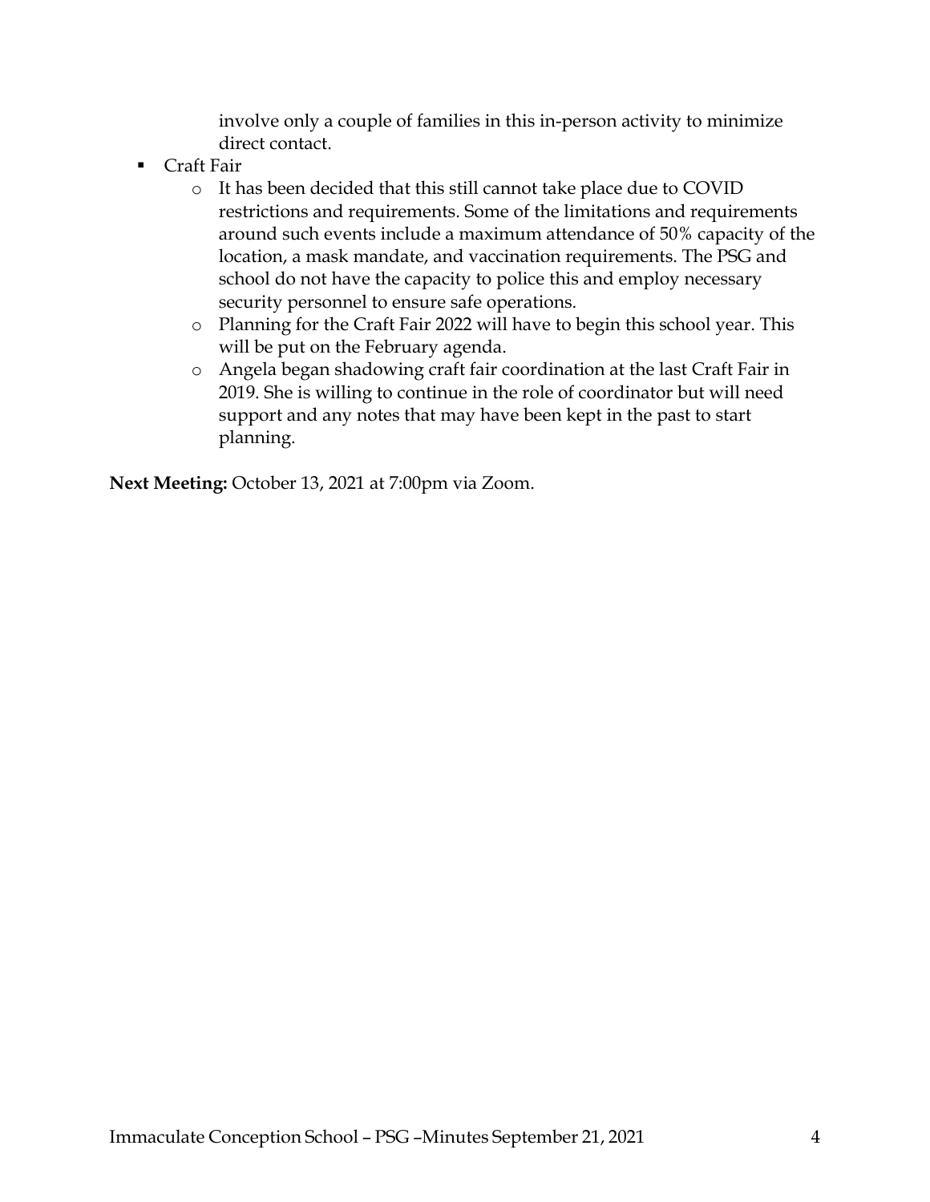involve only a couple of families in this in-person activity to minimize direct contact.

- Craft Fair
    - It has been decided that this still cannot take place due to COVID restrictions and requirements. Some of the limitations and requirements around such events include a maximum attendance of 50% capacity of the location, a mask mandate, and vaccination requirements. The PSG and school do not have the capacity to police this and employ necessary security personnel to ensure safe operations.
    - Planning for the Craft Fair 2022 will have to begin this school year. This will be put on the February agenda.
    - Angela began shadowing craft fair coordination at the last Craft Fair in 2019. She is willing to continue in the role of coordinator but will need support and any notes that may have been kept in the past to start planning.

**Next Meeting:** October 13, 2021 at 7:00pm via Zoom.